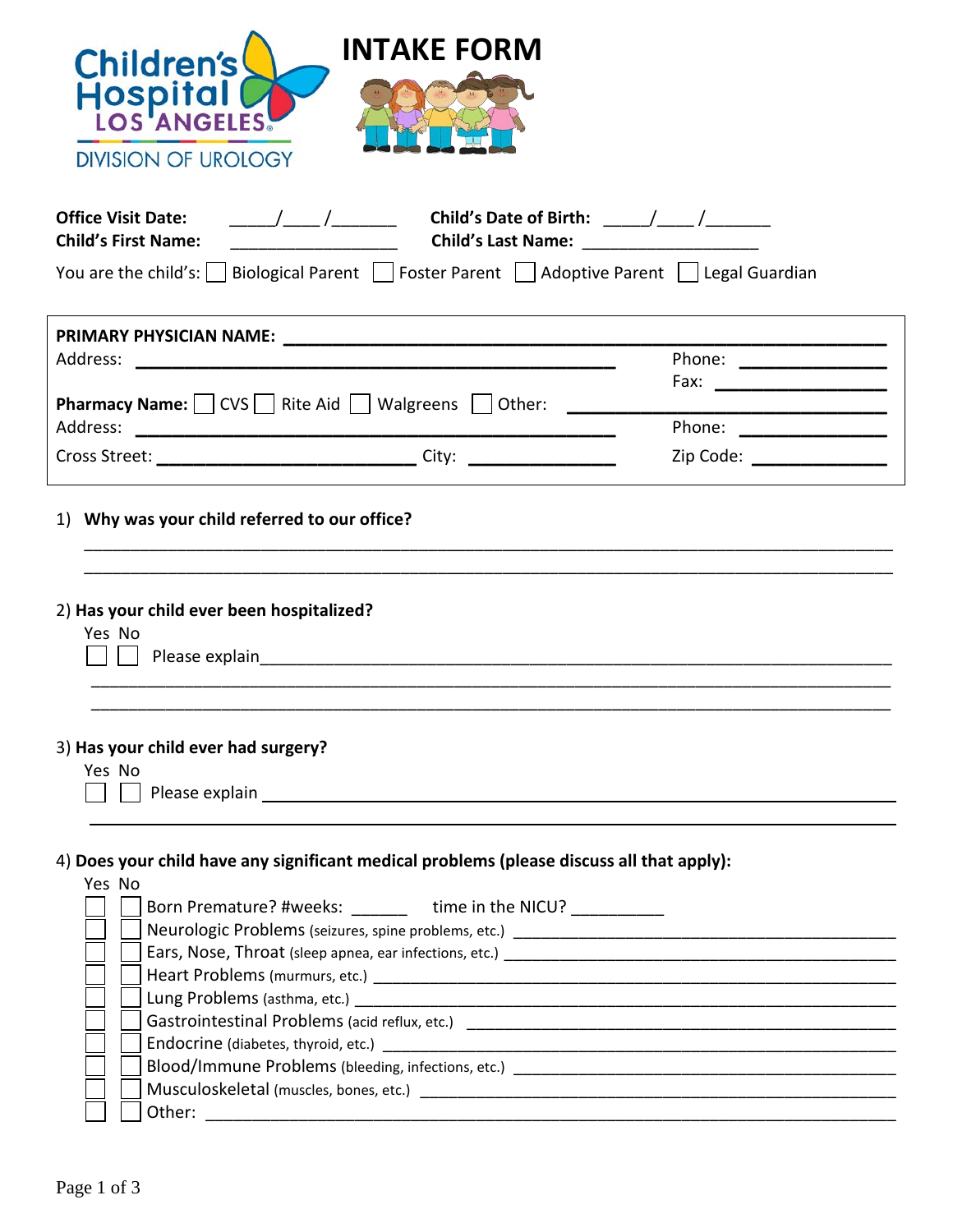Children's Hospital LOS ANGELES

DIVISION OF UROLOGY

# INTAKE FORM

**Office Visit Date:** _____/____/_______ **Child's Date of Birth:** _____/____/_______

**Child's First Name:** __________________ **Child's Last Name:** ___________________

You are the child's: ☐ Biological Parent ☐ Foster Parent ☐ Adoptive Parent ☐ Legal Guardian

**PRIMARY PHYSICIAN NAME:** ____________________________________________

Address: ____________________________________________ Phone: ______________

Fax: ________________

**Pharmacy Name:** ☐ CVS ☐ Rite Aid ☐ Walgreens ☐ Other: ______________________

Address: ____________________________________________ Phone: ______________

Cross Street: ___________________________ City: _______________ Zip Code: ______________

1) **Why was your child referred to our office?**

______________________________________________________________________________

______________________________________________________________________________

2) **Has your child ever been hospitalized?**

Yes No

☐ ☐ Please explain_________________________________________________________________

______________________________________________________________________________

______________________________________________________________________________

3) **Has your child ever had surgery?**

Yes No

☐ ☐ Please explain _________________________________________________________________

______________________________________________________________________________

4) **Does your child have any significant medical problems (please discuss all that apply):**

| Yes | No | |
|---|---|---|
| ☐ | ☐ | Born Premature? #weeks: ______ time in the NICU? __________ |
| ☐ | ☐ | Neurologic Problems (seizures, spine problems, etc.) ______________________ |
| ☐ | ☐ | Ears, Nose, Throat (sleep apnea, ear infections, etc.) ______________________ |
| ☐ | ☐ | Heart Problems (murmurs, etc.) ______________________ |
| ☐ | ☐ | Lung Problems (asthma, etc.) ______________________ |
| ☐ | ☐ | Gastrointestinal Problems (acid reflux, etc.) ______________________ |
| ☐ | ☐ | Endocrine (diabetes, thyroid, etc.) ______________________ |
| ☐ | ☐ | Blood/Immune Problems (bleeding, infections, etc.) ______________________ |
| ☐ | ☐ | Musculoskeletal (muscles, bones, etc.) ______________________ |
| ☐ | ☐ | Other: ______________________ |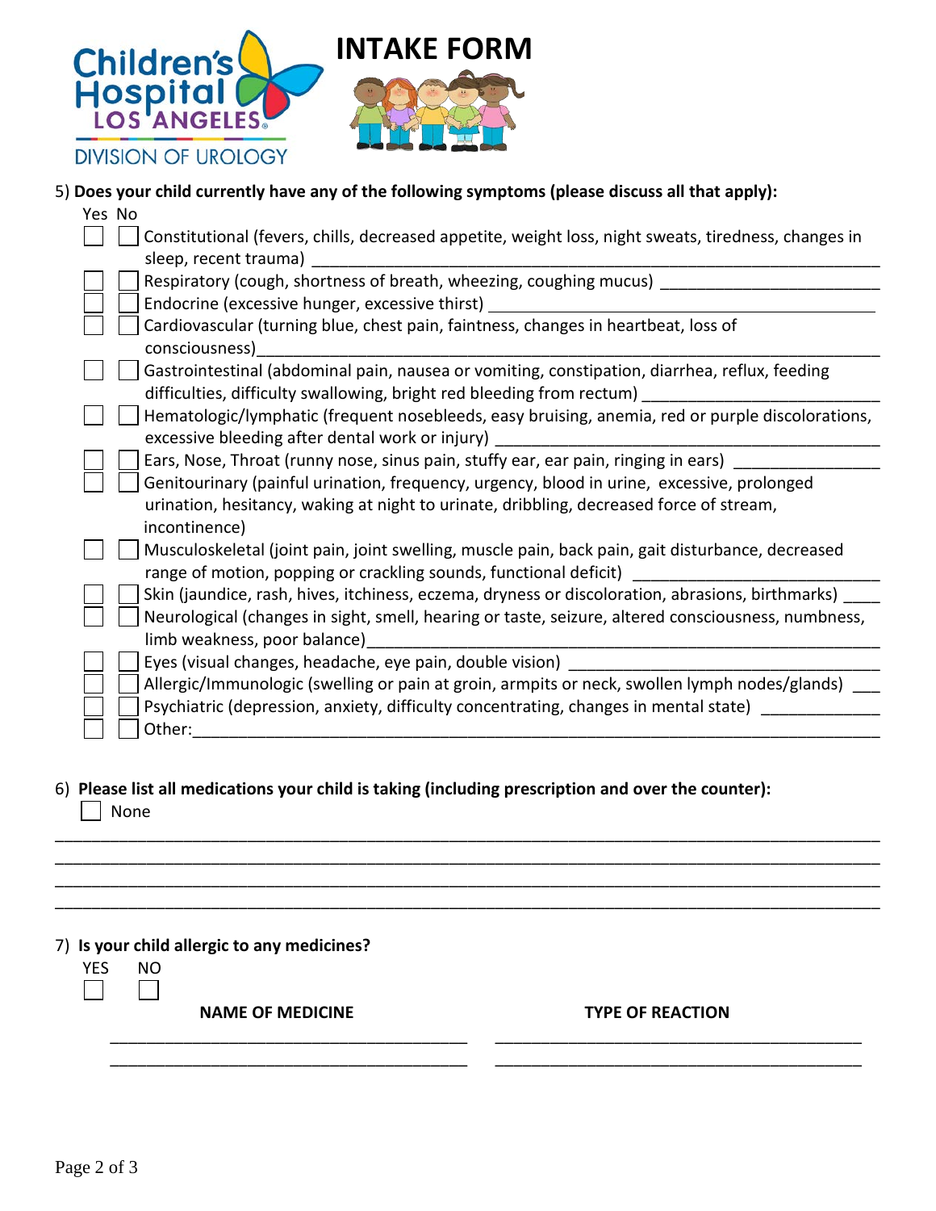Children's Hospital LOS ANGELES
DIVISION OF UROLOGY

# INTAKE FORM

5) **Does your child currently have any of the following symptoms (please discuss all that apply):**

| Yes | No | |
|---|---|---|
| ☐ | ☐ | Constitutional (fevers, chills, decreased appetite, weight loss, night sweats, tiredness, changes in sleep, recent trauma) ______ |
| ☐ | ☐ | Respiratory (cough, shortness of breath, wheezing, coughing mucus) ______ |
| ☐ | ☐ | Endocrine (excessive hunger, excessive thirst) ______ |
| ☐ | ☐ | Cardiovascular (turning blue, chest pain, faintness, changes in heartbeat, loss of consciousness) ______ |
| ☐ | ☐ | Gastrointestinal (abdominal pain, nausea or vomiting, constipation, diarrhea, reflux, feeding difficulties, difficulty swallowing, bright red bleeding from rectum) ______ |
| ☐ | ☐ | Hematologic/lymphatic (frequent nosebleeds, easy bruising, anemia, red or purple discolorations, excessive bleeding after dental work or injury) ______ |
| ☐ | ☐ | Ears, Nose, Throat (runny nose, sinus pain, stuffy ear, ear pain, ringing in ears) ______ |
| ☐ | ☐ | Genitourinary (painful urination, frequency, urgency, blood in urine, excessive, prolonged urination, hesitancy, waking at night to urinate, dribbling, decreased force of stream, incontinence) |
| ☐ | ☐ | Musculoskeletal (joint pain, joint swelling, muscle pain, back pain, gait disturbance, decreased range of motion, popping or crackling sounds, functional deficit) ______ |
| ☐ | ☐ | Skin (jaundice, rash, hives, itchiness, eczema, dryness or discoloration, abrasions, birthmarks) ______ |
| ☐ | ☐ | Neurological (changes in sight, smell, hearing or taste, seizure, altered consciousness, numbness, limb weakness, poor balance) ______ |
| ☐ | ☐ | Eyes (visual changes, headache, eye pain, double vision) ______ |
| ☐ | ☐ | Allergic/Immunologic (swelling or pain at groin, armpits or neck, swollen lymph nodes/glands) ______ |
| ☐ | ☐ | Psychiatric (depression, anxiety, difficulty concentrating, changes in mental state) ______ |
| ☐ | ☐ | Other: ______ |

6) **Please list all medications your child is taking (including prescription and over the counter):**

☐ None

______________________________________________________________________
______________________________________________________________________
______________________________________________________________________
______________________________________________________________________

7) **Is your child allergic to any medicines?**

YES ☐ NO ☐

| NAME OF MEDICINE | TYPE OF REACTION |
|---|---|
| ______ | ______ |
| ______ | ______ |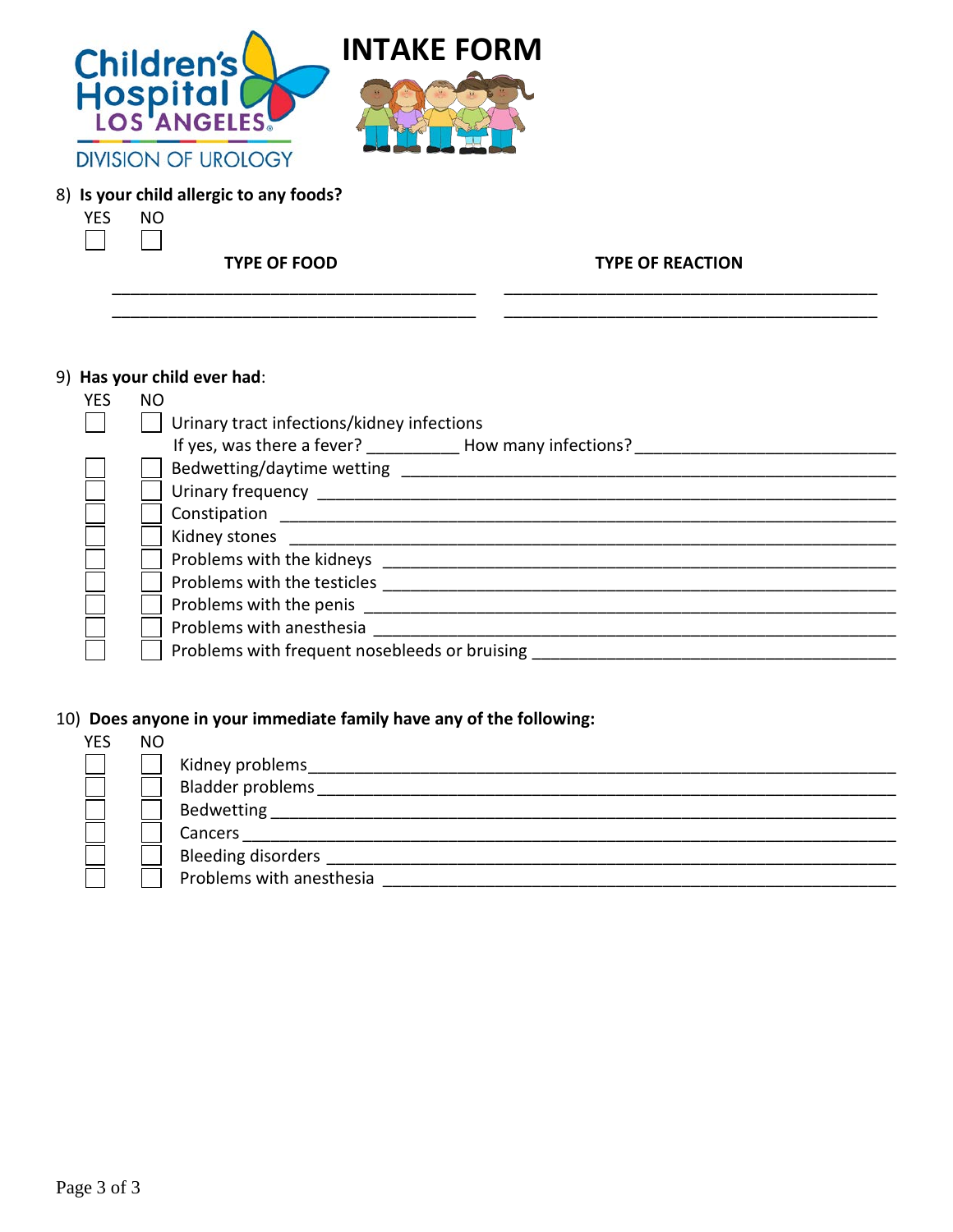Children's Hospital LOS ANGELES

DIVISION OF UROLOGY

# INTAKE FORM

8) **Is your child allergic to any foods?**

YES ☐ NO ☐

| TYPE OF FOOD | TYPE OF REACTION |
|---|---|
| ______________________ | ______________________ |
| ______________________ | ______________________ |

9) **Has your child ever had**:

| YES | NO | |
|---|---|---|
| ☐ | ☐ | Urinary tract infections/kidney infections |
| | | If yes, was there a fever? __________ How many infections? ______________ |
| ☐ | ☐ | Bedwetting/daytime wetting ______________ |
| ☐ | ☐ | Urinary frequency ______________ |
| ☐ | ☐ | Constipation ______________ |
| ☐ | ☐ | Kidney stones ______________ |
| ☐ | ☐ | Problems with the kidneys ______________ |
| ☐ | ☐ | Problems with the testicles ______________ |
| ☐ | ☐ | Problems with the penis ______________ |
| ☐ | ☐ | Problems with anesthesia ______________ |
| ☐ | ☐ | Problems with frequent nosebleeds or bruising ______________ |

10) **Does anyone in your immediate family have any of the following:**

| YES | NO | |
|---|---|---|
| ☐ | ☐ | Kidney problems______________ |
| ☐ | ☐ | Bladder problems______________ |
| ☐ | ☐ | Bedwetting______________ |
| ☐ | ☐ | Cancers______________ |
| ☐ | ☐ | Bleeding disorders ______________ |
| ☐ | ☐ | Problems with anesthesia ______________ |